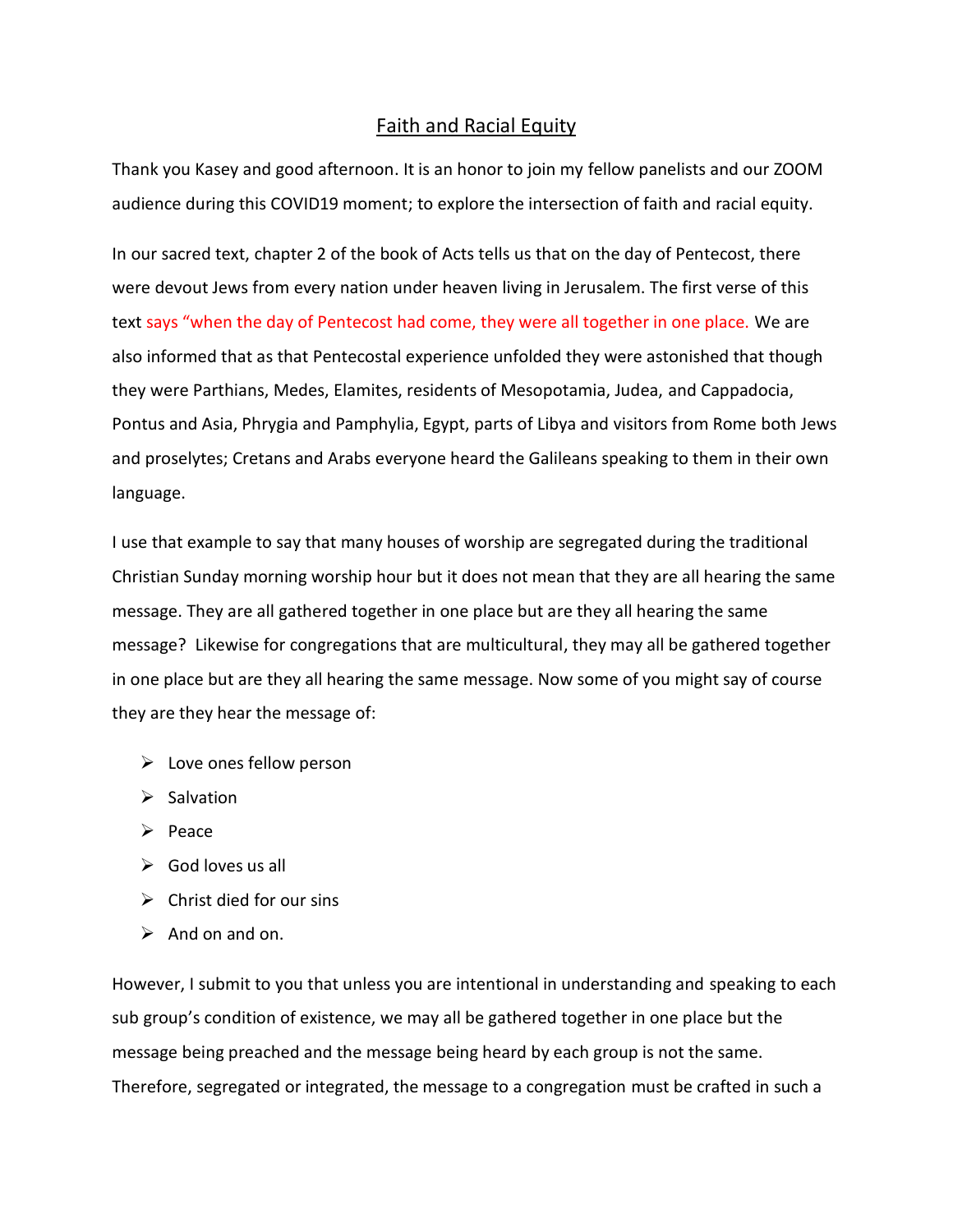# Faith and Racial Equity

Thank you Kasey and good afternoon. It is an honor to join my fellow panelists and our ZOOM audience during this COVID19 moment; to explore the intersection of faith and racial equity.

In our sacred text, chapter 2 of the book of Acts tells us that on the day of Pentecost, there were devout Jews from every nation under heaven living in Jerusalem. The first verse of this text says "when the day of Pentecost had come, they were all together in one place. We are also informed that as that Pentecostal experience unfolded they were astonished that though they were Parthians, Medes, Elamites, residents of Mesopotamia, Judea, and Cappadocia, Pontus and Asia, Phrygia and Pamphylia, Egypt, parts of Libya and visitors from Rome both Jews and proselytes; Cretans and Arabs everyone heard the Galileans speaking to them in their own language.

I use that example to say that many houses of worship are segregated during the traditional Christian Sunday morning worship hour but it does not mean that they are all hearing the same message. They are all gathered together in one place but are they all hearing the same message? Likewise for congregations that are multicultural, they may all be gathered together in one place but are they all hearing the same message. Now some of you might say of course they are they hear the message of:

- Love ones fellow person
- Salvation
- Peace
- God loves us all
- Christ died for our sins
- And on and on.

However, I submit to you that unless you are intentional in understanding and speaking to each sub group's condition of existence, we may all be gathered together in one place but the message being preached and the message being heard by each group is not the same. Therefore, segregated or integrated, the message to a congregation must be crafted in such a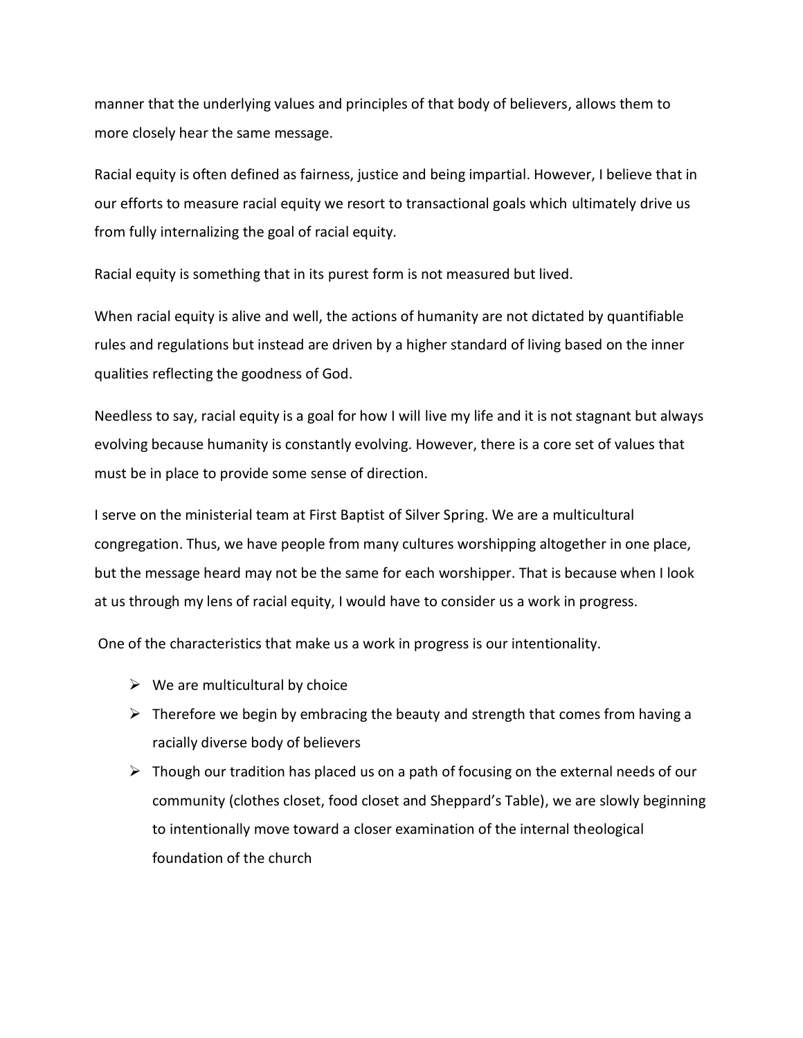manner that the underlying values and principles of that body of believers, allows them to more closely hear the same message.

Racial equity is often defined as fairness, justice and being impartial. However, I believe that in our efforts to measure racial equity we resort to transactional goals which ultimately drive us from fully internalizing the goal of racial equity.

Racial equity is something that in its purest form is not measured but lived.

When racial equity is alive and well, the actions of humanity are not dictated by quantifiable rules and regulations but instead are driven by a higher standard of living based on the inner qualities reflecting the goodness of God.

Needless to say, racial equity is a goal for how I will live my life and it is not stagnant but always evolving because humanity is constantly evolving. However, there is a core set of values that must be in place to provide some sense of direction.

I serve on the ministerial team at First Baptist of Silver Spring. We are a multicultural congregation. Thus, we have people from many cultures worshipping altogether in one place, but the message heard may not be the same for each worshipper. That is because when I look at us through my lens of racial equity, I would have to consider us a work in progress.

One of the characteristics that make us a work in progress is our intentionality.

- We are multicultural by choice
- Therefore we begin by embracing the beauty and strength that comes from having a racially diverse body of believers
- Though our tradition has placed us on a path of focusing on the external needs of our community (clothes closet, food closet and Sheppard's Table), we are slowly beginning to intentionally move toward a closer examination of the internal theological foundation of the church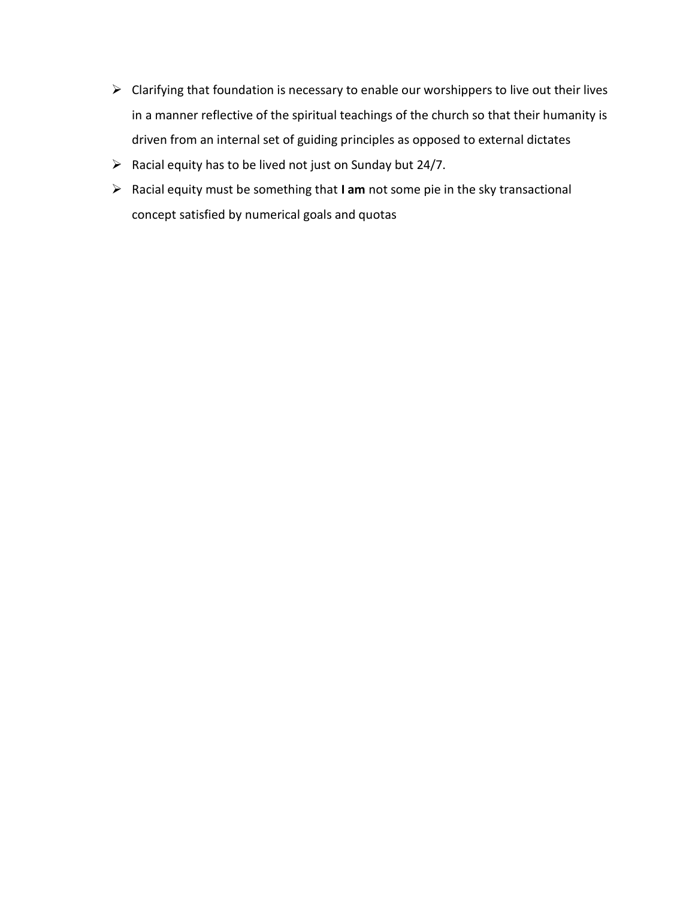- Clarifying that foundation is necessary to enable our worshippers to live out their lives in a manner reflective of the spiritual teachings of the church so that their humanity is driven from an internal set of guiding principles as opposed to external dictates
- Racial equity has to be lived not just on Sunday but 24/7.
- Racial equity must be something that **I am** not some pie in the sky transactional concept satisfied by numerical goals and quotas